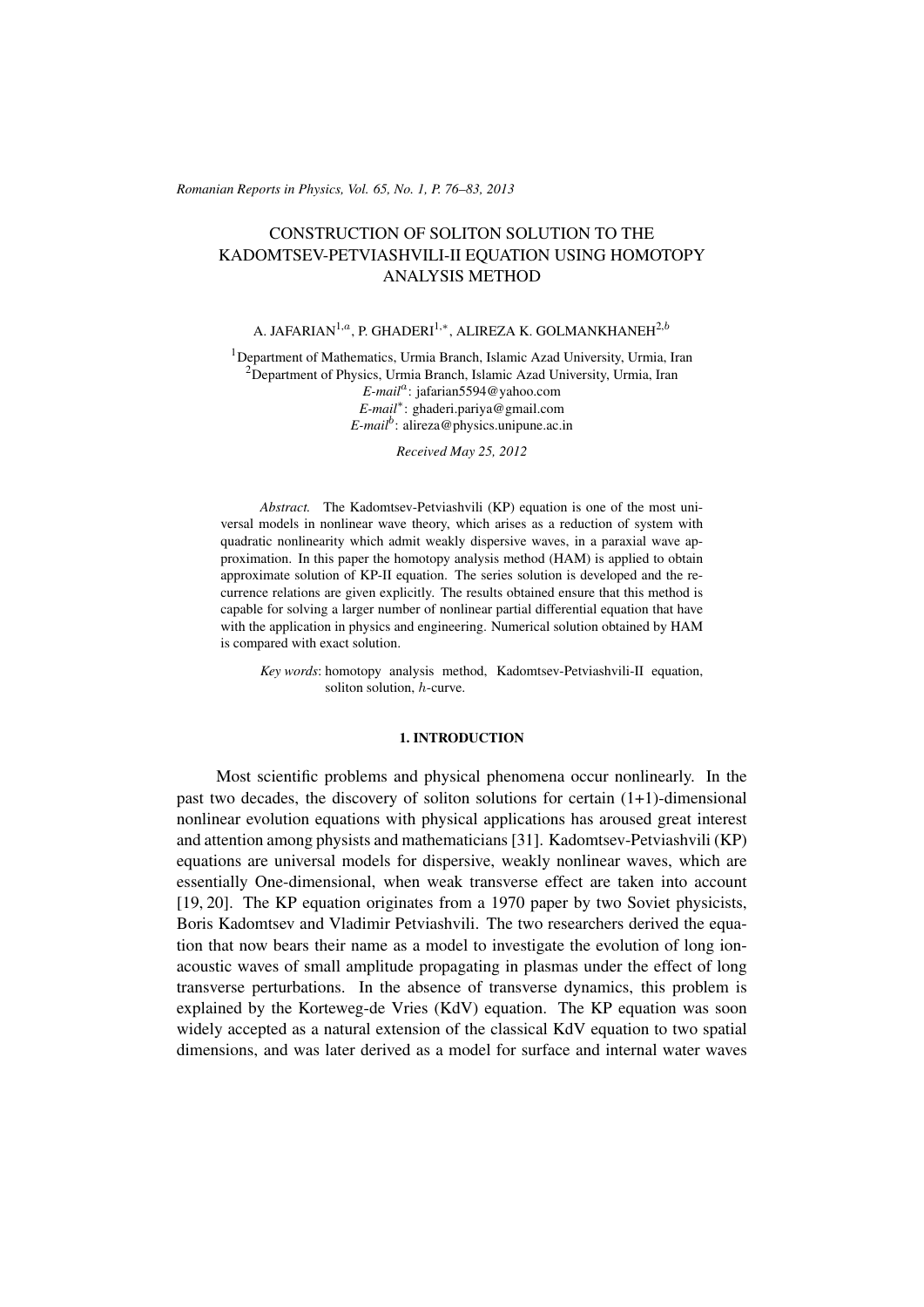# CONSTRUCTION OF SOLITON SOLUTION TO THE KADOMTSEV-PETVIASHVILI-II EQUATION USING HOMOTOPY ANALYSIS METHOD

A. JAFARIAN[1,a], P. GHADERI[1,*], ALIREZA K. GOLMANKHANEH[2,b]

[1]Department of Mathematics, Urmia Branch, Islamic Azad University, Urmia, Iran
[2]Department of Physics, Urmia Branch, Islamic Azad University, Urmia, Iran
*E-mail*[a]: jafarian5594@yahoo.com
*E-mail*[*]: ghaderi.pariya@gmail.com
*E-mail*[b]: alireza@physics.unipune.ac.in

*Received May 25, 2012*

*Abstract.* The Kadomtsev-Petviashvili (KP) equation is one of the most universal models in nonlinear wave theory, which arises as a reduction of system with quadratic nonlinearity which admit weakly dispersive waves, in a paraxial wave approximation. In this paper the homotopy analysis method (HAM) is applied to obtain approximate solution of KP-II equation. The series solution is developed and the recurrence relations are given explicitly. The results obtained ensure that this method is capable for solving a larger number of nonlinear partial differential equation that have with the application in physics and engineering. Numerical solution obtained by HAM is compared with exact solution.

*Key words*: homotopy analysis method, Kadomtsev-Petviashvili-II equation, soliton solution, $h$-curve.

## 1. INTRODUCTION

Most scientific problems and physical phenomena occur nonlinearly. In the past two decades, the discovery of soliton solutions for certain (1+1)-dimensional nonlinear evolution equations with physical applications has aroused great interest and attention among physists and mathematicians [31]. Kadomtsev-Petviashvili (KP) equations are universal models for dispersive, weakly nonlinear waves, which are essentially One-dimensional, when weak transverse effect are taken into account [19, 20]. The KP equation originates from a 1970 paper by two Soviet physicists, Boris Kadomtsev and Vladimir Petviashvili. The two researchers derived the equation that now bears their name as a model to investigate the evolution of long ion-acoustic waves of small amplitude propagating in plasmas under the effect of long transverse perturbations. In the absence of transverse dynamics, this problem is explained by the Korteweg-de Vries (KdV) equation. The KP equation was soon widely accepted as a natural extension of the classical KdV equation to two spatial dimensions, and was later derived as a model for surface and internal water waves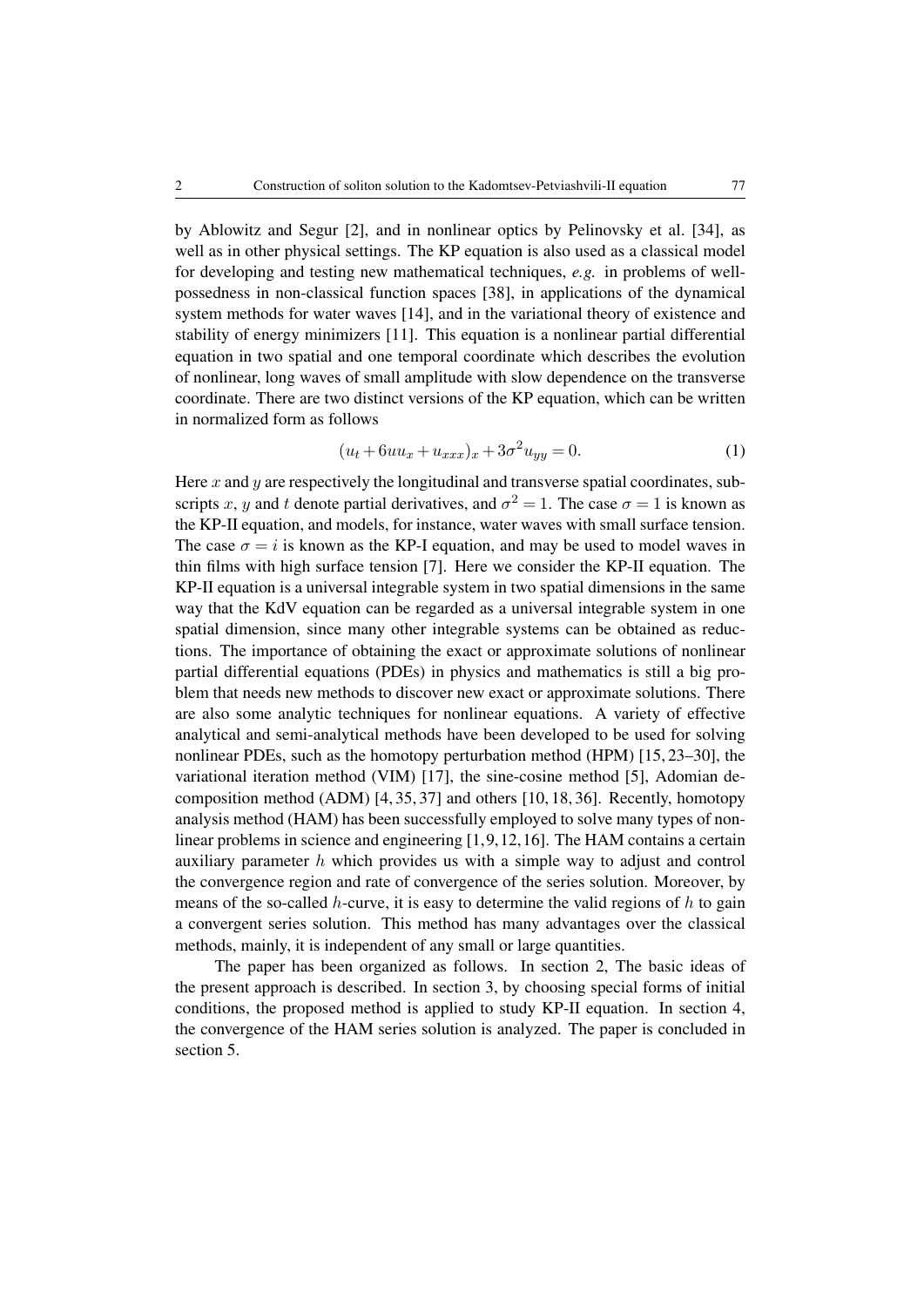by Ablowitz and Segur [2], and in nonlinear optics by Pelinovsky et al. [34], as well as in other physical settings. The KP equation is also used as a classical model for developing and testing new mathematical techniques, *e.g.* in problems of well-possedness in non-classical function spaces [38], in applications of the dynamical system methods for water waves [14], and in the variational theory of existence and stability of energy minimizers [11]. This equation is a nonlinear partial differential equation in two spatial and one temporal coordinate which describes the evolution of nonlinear, long waves of small amplitude with slow dependence on the transverse coordinate. There are two distinct versions of the KP equation, which can be written in normalized form as follows

$$(u_t + 6uu_x + u_{xxx})_x + 3\sigma^2 u_{yy} = 0. \tag{1}$$

Here $x$ and $y$ are respectively the longitudinal and transverse spatial coordinates, subscripts $x$, $y$ and $t$ denote partial derivatives, and $\sigma^2 = 1$. The case $\sigma = 1$ is known as the KP-II equation, and models, for instance, water waves with small surface tension. The case $\sigma = i$ is known as the KP-I equation, and may be used to model waves in thin films with high surface tension [7]. Here we consider the KP-II equation. The KP-II equation is a universal integrable system in two spatial dimensions in the same way that the KdV equation can be regarded as a universal integrable system in one spatial dimension, since many other integrable systems can be obtained as reductions. The importance of obtaining the exact or approximate solutions of nonlinear partial differential equations (PDEs) in physics and mathematics is still a big problem that needs new methods to discover new exact or approximate solutions. There are also some analytic techniques for nonlinear equations. A variety of effective analytical and semi-analytical methods have been developed to be used for solving nonlinear PDEs, such as the homotopy perturbation method (HPM) [15, 23–30], the variational iteration method (VIM) [17], the sine-cosine method [5], Adomian decomposition method (ADM) [4, 35, 37] and others [10, 18, 36]. Recently, homotopy analysis method (HAM) has been successfully employed to solve many types of nonlinear problems in science and engineering [1, 9, 12, 16]. The HAM contains a certain auxiliary parameter $h$ which provides us with a simple way to adjust and control the convergence region and rate of convergence of the series solution. Moreover, by means of the so-called $h$-curve, it is easy to determine the valid regions of $h$ to gain a convergent series solution. This method has many advantages over the classical methods, mainly, it is independent of any small or large quantities.

The paper has been organized as follows. In section 2, The basic ideas of the present approach is described. In section 3, by choosing special forms of initial conditions, the proposed method is applied to study KP-II equation. In section 4, the convergence of the HAM series solution is analyzed. The paper is concluded in section 5.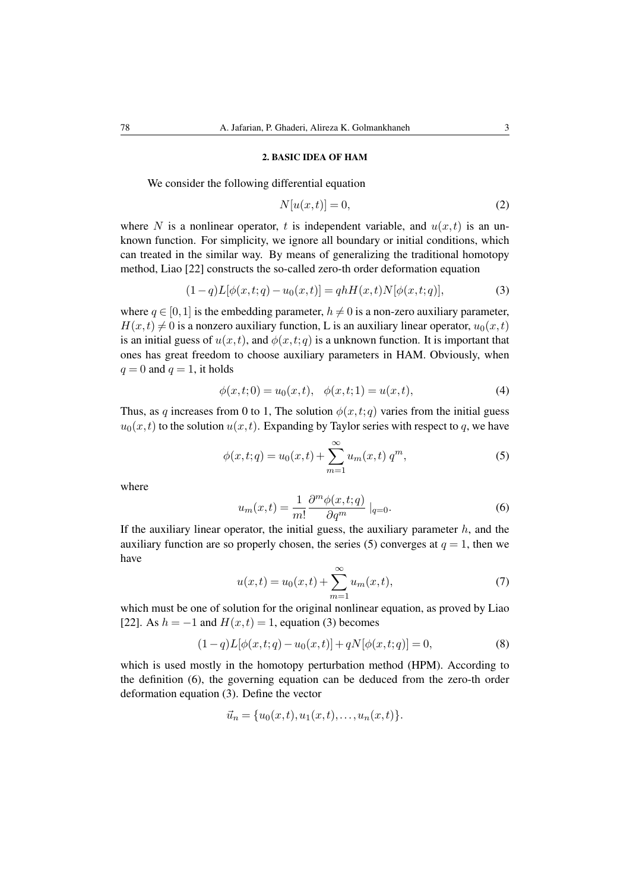## 2. BASIC IDEA OF HAM

We consider the following differential equation

$$N[u(x,t)] = 0, \tag{2}$$

where $N$ is a nonlinear operator, $t$ is independent variable, and $u(x,t)$ is an unknown function. For simplicity, we ignore all boundary or initial conditions, which can treated in the similar way. By means of generalizing the traditional homotopy method, Liao [22] constructs the so-called zero-th order deformation equation

$$(1-q)L[\phi(x,t;q) - u_0(x,t)] = qhH(x,t)N[\phi(x,t;q)], \tag{3}$$

where $q \in [0,1]$ is the embedding parameter, $h \neq 0$ is a non-zero auxiliary parameter, $H(x,t) \neq 0$ is a nonzero auxiliary function, L is an auxiliary linear operator, $u_0(x,t)$ is an initial guess of $u(x,t)$, and $\phi(x,t;q)$ is a unknown function. It is important that ones has great freedom to choose auxiliary parameters in HAM. Obviously, when $q = 0$ and $q = 1$, it holds

$$\phi(x,t;0) = u_0(x,t), \quad \phi(x,t;1) = u(x,t), \tag{4}$$

Thus, as $q$ increases from 0 to 1, The solution $\phi(x,t;q)$ varies from the initial guess $u_0(x,t)$ to the solution $u(x,t)$. Expanding by Taylor series with respect to $q$, we have

$$\phi(x,t;q) = u_0(x,t) + \sum_{m=1}^{\infty} u_m(x,t)\, q^m, \tag{5}$$

where

$$u_m(x,t) = \frac{1}{m!}\frac{\partial^m \phi(x,t;q)}{\partial q^m}\mid_{q=0}. \tag{6}$$

If the auxiliary linear operator, the initial guess, the auxiliary parameter $h$, and the auxiliary function are so properly chosen, the series (5) converges at $q = 1$, then we have

$$u(x,t) = u_0(x,t) + \sum_{m=1}^{\infty} u_m(x,t), \tag{7}$$

which must be one of solution for the original nonlinear equation, as proved by Liao [22]. As $h = -1$ and $H(x,t) = 1$, equation (3) becomes

$$(1-q)L[\phi(x,t;q) - u_0(x,t)] + qN[\phi(x,t;q)] = 0, \tag{8}$$

which is used mostly in the homotopy perturbation method (HPM). According to the definition (6), the governing equation can be deduced from the zero-th order deformation equation (3). Define the vector

$$\vec{u}_n = \{u_0(x,t), u_1(x,t), \ldots, u_n(x,t)\}.$$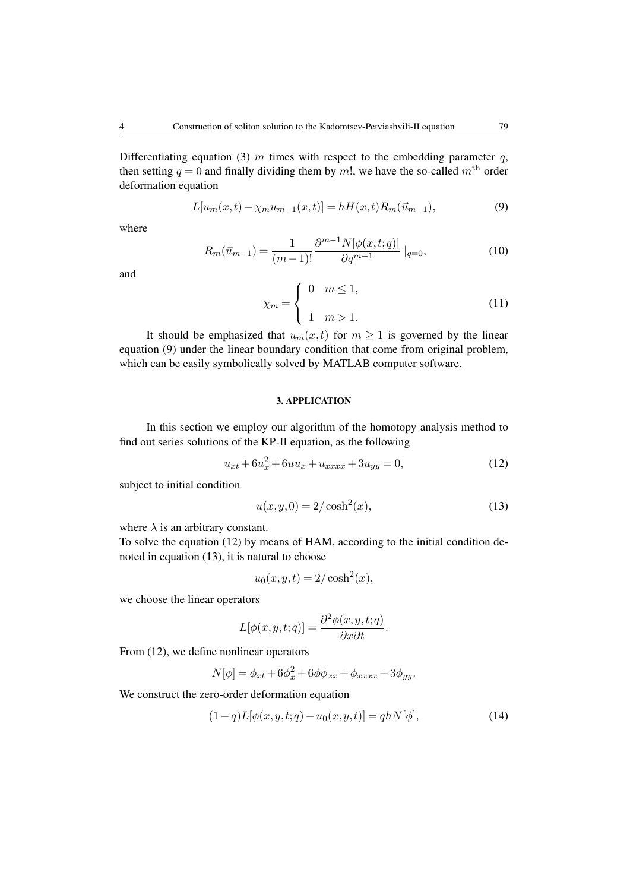Differentiating equation (3) $m$ times with respect to the embedding parameter $q$, then setting $q = 0$ and finally dividing them by $m!$, we have the so-called $m^{\text{th}}$ order deformation equation

$$L[u_m(x,t) - \chi_m u_{m-1}(x,t)] = hH(x,t)R_m(\vec{u}_{m-1}), \tag{9}$$

where

$$R_m(\vec{u}_{m-1}) = \frac{1}{(m-1)!}\frac{\partial^{m-1}N[\phi(x,t;q)]}{\partial q^{m-1}}\mid_{q=0}, \tag{10}$$

and

$$\chi_m = \begin{cases} 0 & m \leq 1, \\ 1 & m > 1. \end{cases} \tag{11}$$

It should be emphasized that $u_m(x,t)$ for $m \geq 1$ is governed by the linear equation (9) under the linear boundary condition that come from original problem, which can be easily symbolically solved by MATLAB computer software.

## 3. APPLICATION

In this section we employ our algorithm of the homotopy analysis method to find out series solutions of the KP-II equation, as the following

$$u_{xt} + 6u_x^2 + 6uu_x + u_{xxxx} + 3u_{yy} = 0, \tag{12}$$

subject to initial condition

$$u(x,y,0) = 2/\cosh^2(x), \tag{13}$$

where $\lambda$ is an arbitrary constant.
To solve the equation (12) by means of HAM, according to the initial condition denoted in equation (13), it is natural to choose

$$u_0(x,y,t) = 2/\cosh^2(x),$$

we choose the linear operators

$$L[\phi(x,y,t;q)] = \frac{\partial^2\phi(x,y,t;q)}{\partial x \partial t}.$$

From (12), we define nonlinear operators

$$N[\phi] = \phi_{xt} + 6\phi_x^2 + 6\phi\phi_{xx} + \phi_{xxxx} + 3\phi_{yy}.$$

We construct the zero-order deformation equation

$$(1-q)L[\phi(x,y,t;q) - u_0(x,y,t)] = qhN[\phi], \tag{14}$$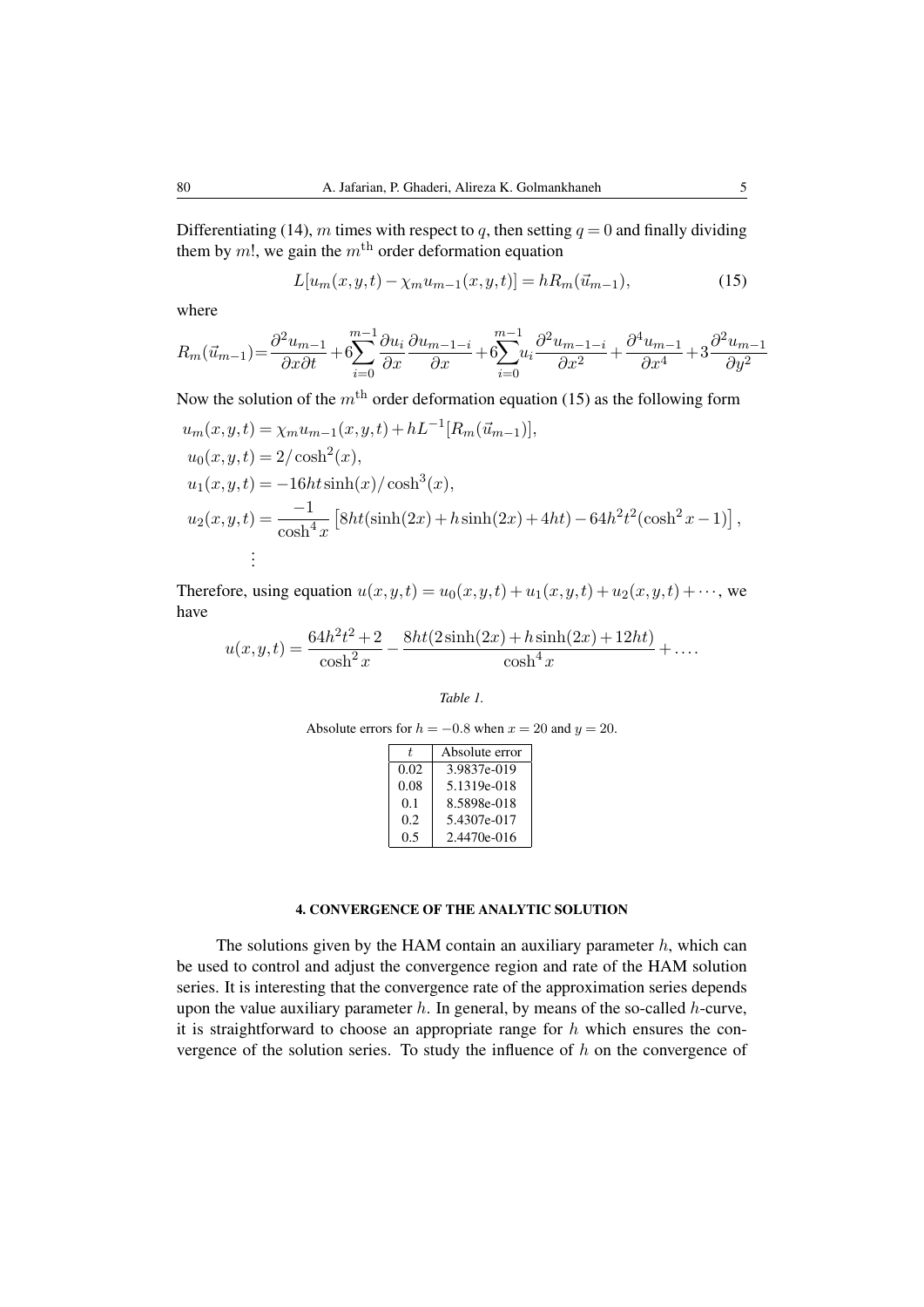Differentiating (14), $m$ times with respect to $q$, then setting $q = 0$ and finally dividing them by $m!$, we gain the $m^{\text{th}}$ order deformation equation

$$L[u_m(x,y,t) - \chi_m u_{m-1}(x,y,t)] = hR_m(\vec{u}_{m-1}), \tag{15}$$

where

$$R_m(\vec{u}_{m-1}) = \frac{\partial^2 u_{m-1}}{\partial x \partial t} + 6\sum_{i=0}^{m-1} \frac{\partial u_i}{\partial x}\frac{\partial u_{m-1-i}}{\partial x} + 6\sum_{i=0}^{m-1} u_i \frac{\partial^2 u_{m-1-i}}{\partial x^2} + \frac{\partial^4 u_{m-1}}{\partial x^4} + 3\frac{\partial^2 u_{m-1}}{\partial y^2}$$

Now the solution of the $m^{\text{th}}$ order deformation equation (15) as the following form

$$\begin{aligned}
u_m(x,y,t) &= \chi_m u_{m-1}(x,y,t) + hL^{-1}[R_m(\vec{u}_{m-1})],\\
u_0(x,y,t) &= 2/\cosh^2(x),\\
u_1(x,y,t) &= -16ht\sinh(x)/\cosh^3(x),\\
u_2(x,y,t) &= \frac{-1}{\cosh^4 x}\left[8ht(\sinh(2x) + h\sinh(2x) + 4ht) - 64h^2t^2(\cosh^2 x - 1)\right],\\
&\vdots
\end{aligned}$$

Therefore, using equation $u(x,y,t) = u_0(x,y,t) + u_1(x,y,t) + u_2(x,y,t) + \cdots$, we have

$$u(x,y,t) = \frac{64h^2t^2 + 2}{\cosh^2 x} - \frac{8ht(2\sinh(2x) + h\sinh(2x) + 12ht)}{\cosh^4 x} + \ldots.$$

*Table 1.*

Absolute errors for $h = -0.8$ when $x = 20$ and $y = 20$.

| $t$ | Absolute error |
|---|---|
| 0.02 | 3.9837e-019 |
| 0.08 | 5.1319e-018 |
| 0.1 | 8.5898e-018 |
| 0.2 | 5.4307e-017 |
| 0.5 | 2.4470e-016 |

## 4. CONVERGENCE OF THE ANALYTIC SOLUTION

The solutions given by the HAM contain an auxiliary parameter $h$, which can be used to control and adjust the convergence region and rate of the HAM solution series. It is interesting that the convergence rate of the approximation series depends upon the value auxiliary parameter $h$. In general, by means of the so-called $h$-curve, it is straightforward to choose an appropriate range for $h$ which ensures the convergence of the solution series. To study the influence of $h$ on the convergence of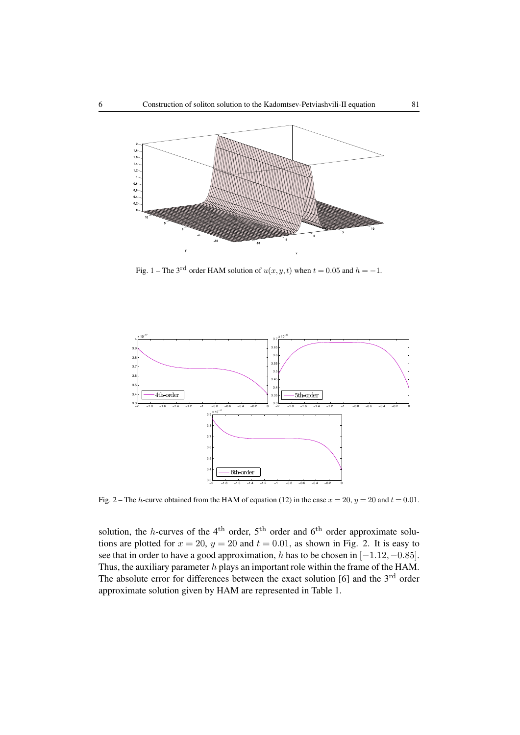Fig. 1 – The 3rd order HAM solution of $u(x, y, t)$ when $t = 0.05$ and $h = -1$.

Fig. 2 – The $h$-curve obtained from the HAM of equation (12) in the case $x = 20$, $y = 20$ and $t = 0.01$.

solution, the $h$-curves of the 4th order, 5th order and 6th order approximate solutions are plotted for $x = 20$, $y = 20$ and $t = 0.01$, as shown in Fig. 2. It is easy to see that in order to have a good approximation, $h$ has to be chosen in $[-1.12, -0.85]$. Thus, the auxiliary parameter $h$ plays an important role within the frame of the HAM. The absolute error for differences between the exact solution [6] and the 3rd order approximate solution given by HAM are represented in Table 1.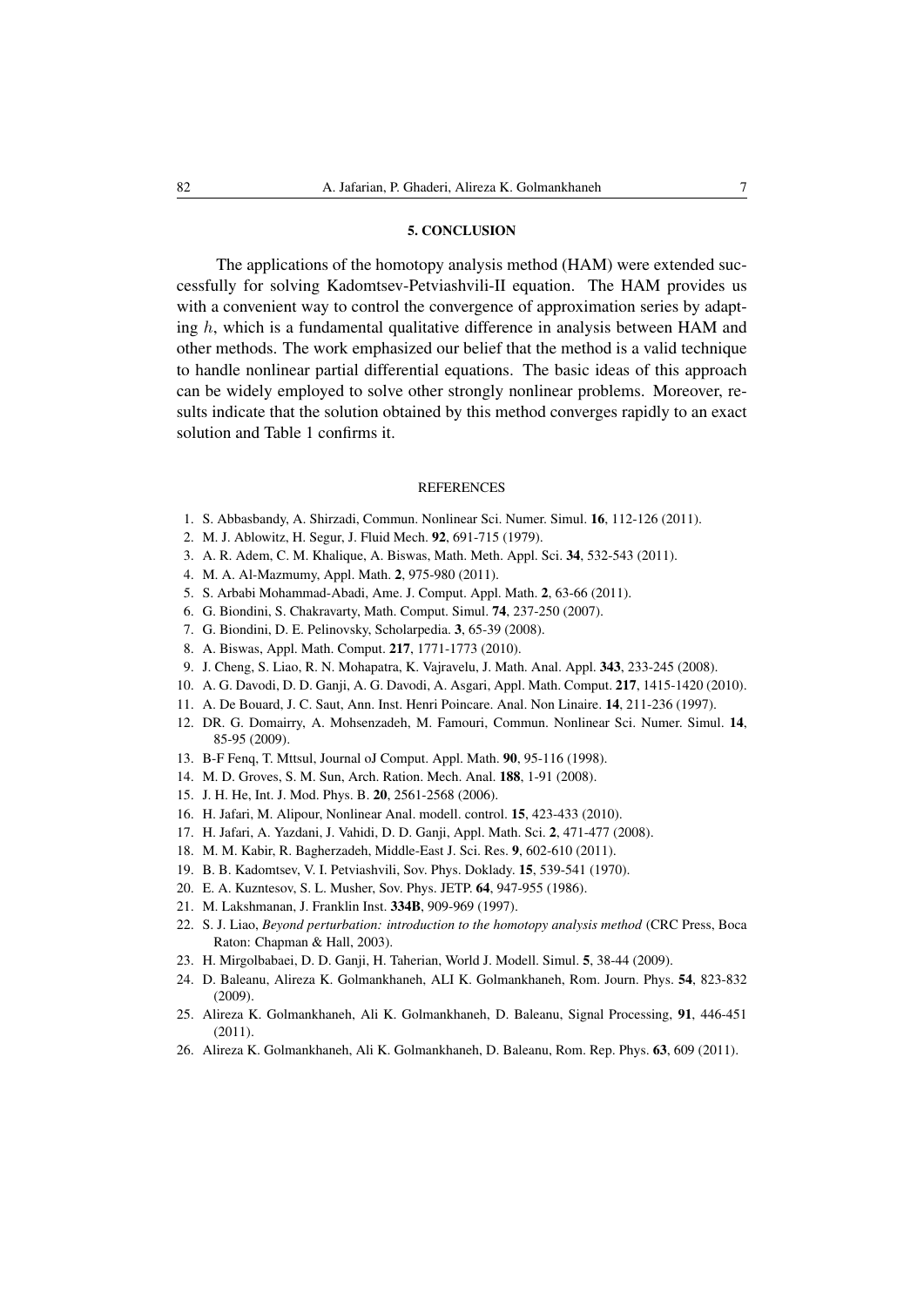## 5. CONCLUSION

The applications of the homotopy analysis method (HAM) were extended successfully for solving Kadomtsev-Petviashvili-II equation. The HAM provides us with a convenient way to control the convergence of approximation series by adapting $h$, which is a fundamental qualitative difference in analysis between HAM and other methods. The work emphasized our belief that the method is a valid technique to handle nonlinear partial differential equations. The basic ideas of this approach can be widely employed to solve other strongly nonlinear problems. Moreover, results indicate that the solution obtained by this method converges rapidly to an exact solution and Table 1 confirms it.

## REFERENCES

1. S. Abbasbandy, A. Shirzadi, Commun. Nonlinear Sci. Numer. Simul. **16**, 112-126 (2011).
2. M. J. Ablowitz, H. Segur, J. Fluid Mech. **92**, 691-715 (1979).
3. A. R. Adem, C. M. Khalique, A. Biswas, Math. Meth. Appl. Sci. **34**, 532-543 (2011).
4. M. A. Al-Mazmumy, Appl. Math. **2**, 975-980 (2011).
5. S. Arbabi Mohammad-Abadi, Ame. J. Comput. Appl. Math. **2**, 63-66 (2011).
6. G. Biondini, S. Chakravarty, Math. Comput. Simul. **74**, 237-250 (2007).
7. G. Biondini, D. E. Pelinovsky, Scholarpedia. **3**, 65-39 (2008).
8. A. Biswas, Appl. Math. Comput. **217**, 1771-1773 (2010).
9. J. Cheng, S. Liao, R. N. Mohapatra, K. Vajravelu, J. Math. Anal. Appl. **343**, 233-245 (2008).
10. A. G. Davodi, D. D. Ganji, A. G. Davodi, A. Asgari, Appl. Math. Comput. **217**, 1415-1420 (2010).
11. A. De Bouard, J. C. Saut, Ann. Inst. Henri Poincare. Anal. Non Linaire. **14**, 211-236 (1997).
12. DR. G. Domairry, A. Mohsenzadeh, M. Famouri, Commun. Nonlinear Sci. Numer. Simul. **14**, 85-95 (2009).
13. B-F Fenq, T. Mttsul, Journal oJ Comput. Appl. Math. **90**, 95-116 (1998).
14. M. D. Groves, S. M. Sun, Arch. Ration. Mech. Anal. **188**, 1-91 (2008).
15. J. H. He, Int. J. Mod. Phys. B. **20**, 2561-2568 (2006).
16. H. Jafari, M. Alipour, Nonlinear Anal. modell. control. **15**, 423-433 (2010).
17. H. Jafari, A. Yazdani, J. Vahidi, D. D. Ganji, Appl. Math. Sci. **2**, 471-477 (2008).
18. M. M. Kabir, R. Bagherzadeh, Middle-East J. Sci. Res. **9**, 602-610 (2011).
19. B. B. Kadomtsev, V. I. Petviashvili, Sov. Phys. Doklady. **15**, 539-541 (1970).
20. E. A. Kuznetsov, S. L. Musher, Sov. Phys. JETP. **64**, 947-955 (1986).
21. M. Lakshmanan, J. Franklin Inst. **334B**, 909-969 (1997).
22. S. J. Liao, *Beyond perturbation: introduction to the homotopy analysis method* (CRC Press, Boca Raton: Chapman & Hall, 2003).
23. H. Mirgolbabaei, D. D. Ganji, H. Taherian, World J. Modell. Simul. **5**, 38-44 (2009).
24. D. Baleanu, Alireza K. Golmankhaneh, ALI K. Golmankhaneh, Rom. Journ. Phys. **54**, 823-832 (2009).
25. Alireza K. Golmankhaneh, Ali K. Golmankhaneh, D. Baleanu, Signal Processing, **91**, 446-451 (2011).
26. Alireza K. Golmankhaneh, Ali K. Golmankhaneh, D. Baleanu, Rom. Rep. Phys. **63**, 609 (2011).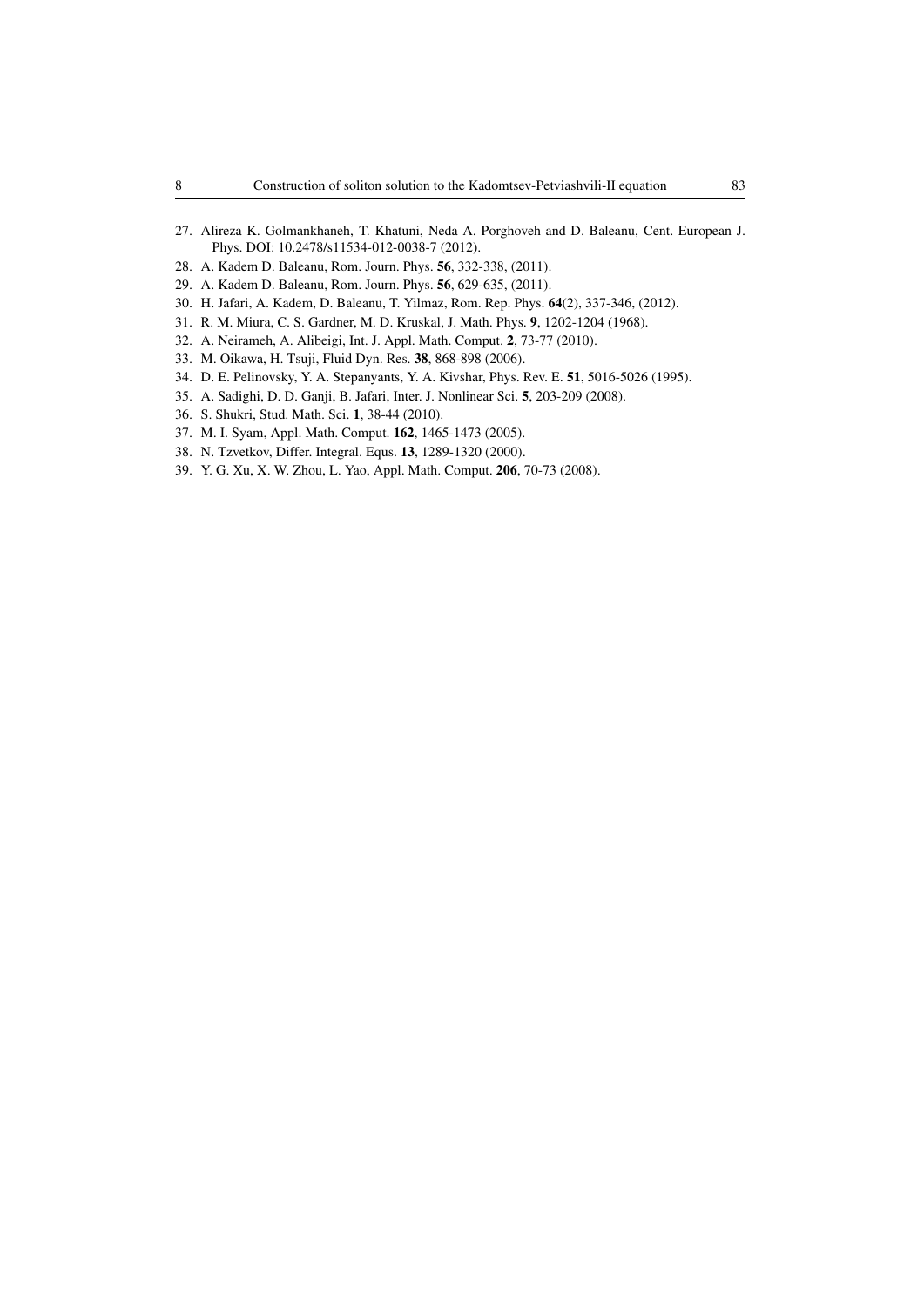27. Alireza K. Golmankhaneh, T. Khatuni, Neda A. Porghoveh and D. Baleanu, Cent. European J. Phys. DOI: 10.2478/s11534-012-0038-7 (2012).
28. A. Kadem D. Baleanu, Rom. Journ. Phys. **56**, 332-338, (2011).
29. A. Kadem D. Baleanu, Rom. Journ. Phys. **56**, 629-635, (2011).
30. H. Jafari, A. Kadem, D. Baleanu, T. Yilmaz, Rom. Rep. Phys. **64**(2), 337-346, (2012).
31. R. M. Miura, C. S. Gardner, M. D. Kruskal, J. Math. Phys. **9**, 1202-1204 (1968).
32. A. Neirameh, A. Alibeigi, Int. J. Appl. Math. Comput. **2**, 73-77 (2010).
33. M. Oikawa, H. Tsuji, Fluid Dyn. Res. **38**, 868-898 (2006).
34. D. E. Pelinovsky, Y. A. Stepanyants, Y. A. Kivshar, Phys. Rev. E. **51**, 5016-5026 (1995).
35. A. Sadighi, D. D. Ganji, B. Jafari, Inter. J. Nonlinear Sci. **5**, 203-209 (2008).
36. S. Shukri, Stud. Math. Sci. **1**, 38-44 (2010).
37. M. I. Syam, Appl. Math. Comput. **162**, 1465-1473 (2005).
38. N. Tzvetkov, Differ. Integral. Equs. **13**, 1289-1320 (2000).
39. Y. G. Xu, X. W. Zhou, L. Yao, Appl. Math. Comput. **206**, 70-73 (2008).